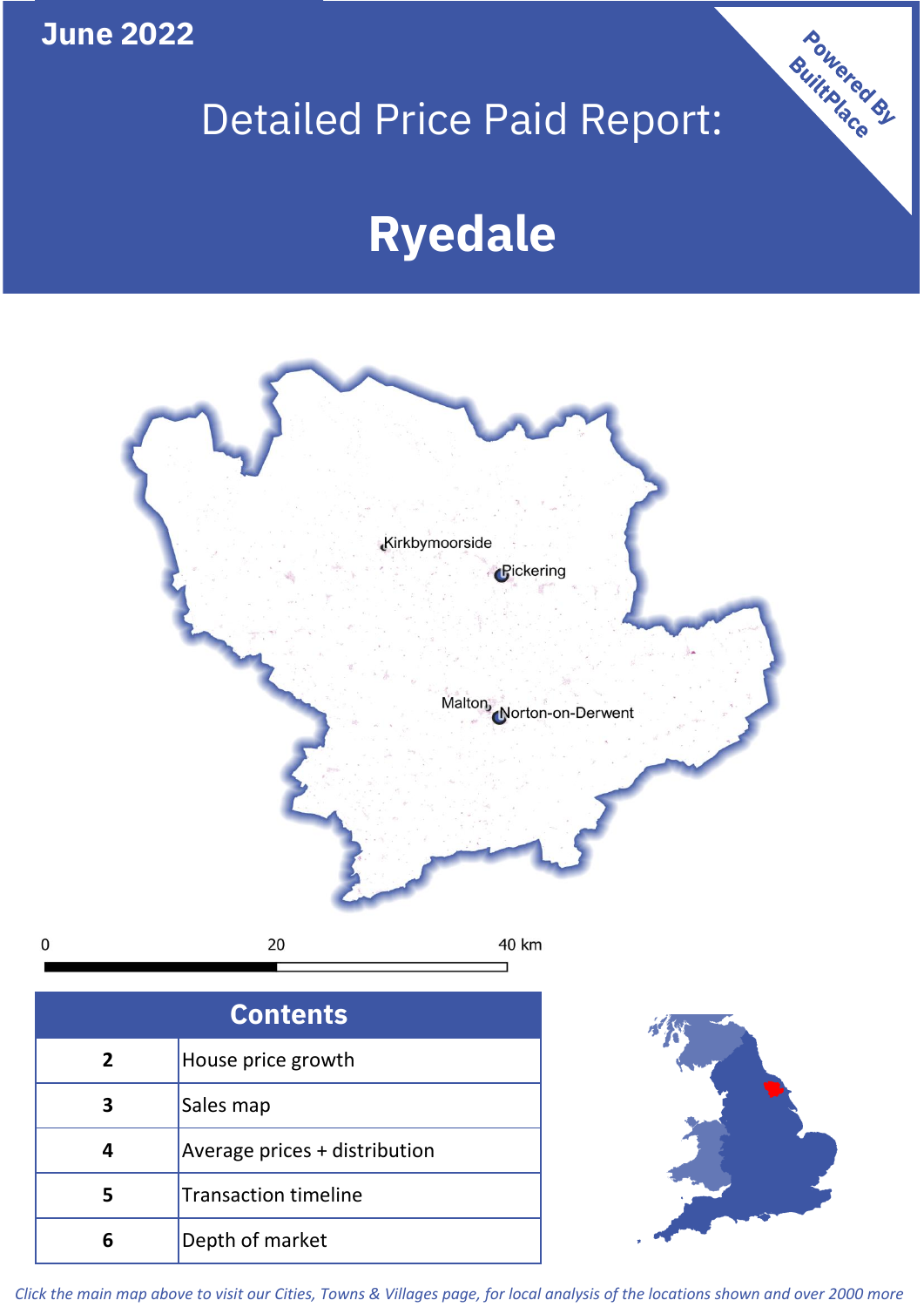June 2022

# Detailed Price Paid Report:

# Ryedale

Powered By BuiltPlace

Kirkbymoorside

Pickering

Malton

Norton-on-Derwent

0 20 40 km

| Contents | |
|---|---|
| 2 | House price growth |
| 3 | Sales map |
| 4 | Average prices + distribution |
| 5 | Transaction timeline |
| 6 | Depth of market |

*Click the main map above to visit our Cities, Towns & Villages page, for local analysis of the locations shown and over 2000 more*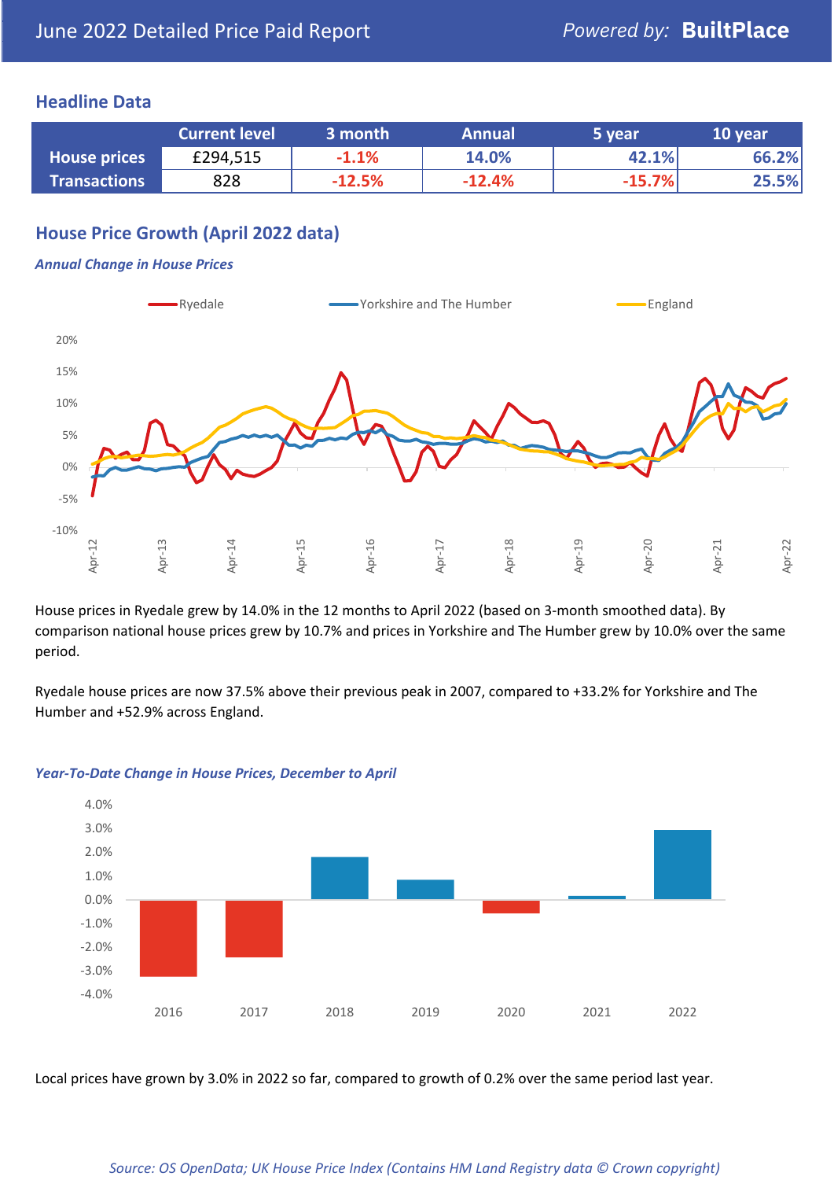June 2022 Detailed Price Paid Report

## Headline Data

| | Current level | 3 month | Annual | 5 year | 10 year |
|---|---|---|---|---|---|
| **House prices** | £294,515 | -1.1% | 14.0% | 42.1% | 66.2% |
| **Transactions** | 828 | -12.5% | -12.4% | -15.7% | 25.5% |

## House Price Growth (April 2022 data)

### *Annual Change in House Prices*

House prices in Ryedale grew by 14.0% in the 12 months to April 2022 (based on 3-month smoothed data). By comparison national house prices grew by 10.7% and prices in Yorkshire and The Humber grew by 10.0% over the same period.

Ryedale house prices are now 37.5% above their previous peak in 2007, compared to +33.2% for Yorkshire and The Humber and +52.9% across England.

### *Year-To-Date Change in House Prices, December to April*

Local prices have grown by 3.0% in 2022 so far, compared to growth of 0.2% over the same period last year.

*Source: OS OpenData; UK House Price Index (Contains HM Land Registry data © Crown copyright)*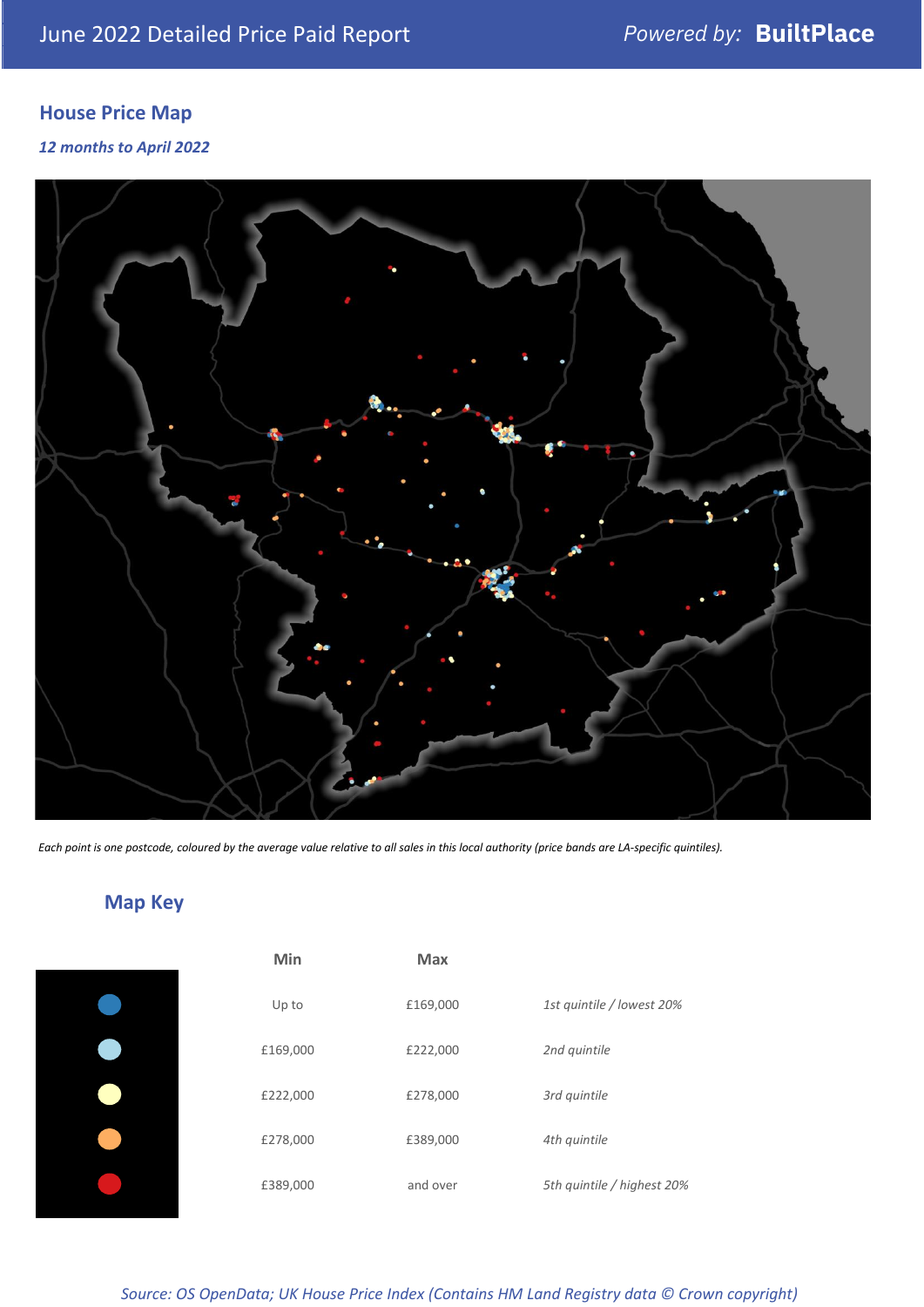June 2022 Detailed Price Paid Report

*Powered by:* **BuiltPlace**

## House Price Map

***12 months to April 2022***

*Each point is one postcode, coloured by the average value relative to all sales in this local authority (price bands are LA-specific quintiles).*

## Map Key

| | Min | Max | |
|---|---|---|---|
| | Up to | £169,000 | *1st quintile / lowest 20%* |
| | £169,000 | £222,000 | *2nd quintile* |
| | £222,000 | £278,000 | *3rd quintile* |
| | £278,000 | £389,000 | *4th quintile* |
| | £389,000 | and over | *5th quintile / highest 20%* |

*Source: OS OpenData; UK House Price Index (Contains HM Land Registry data © Crown copyright)*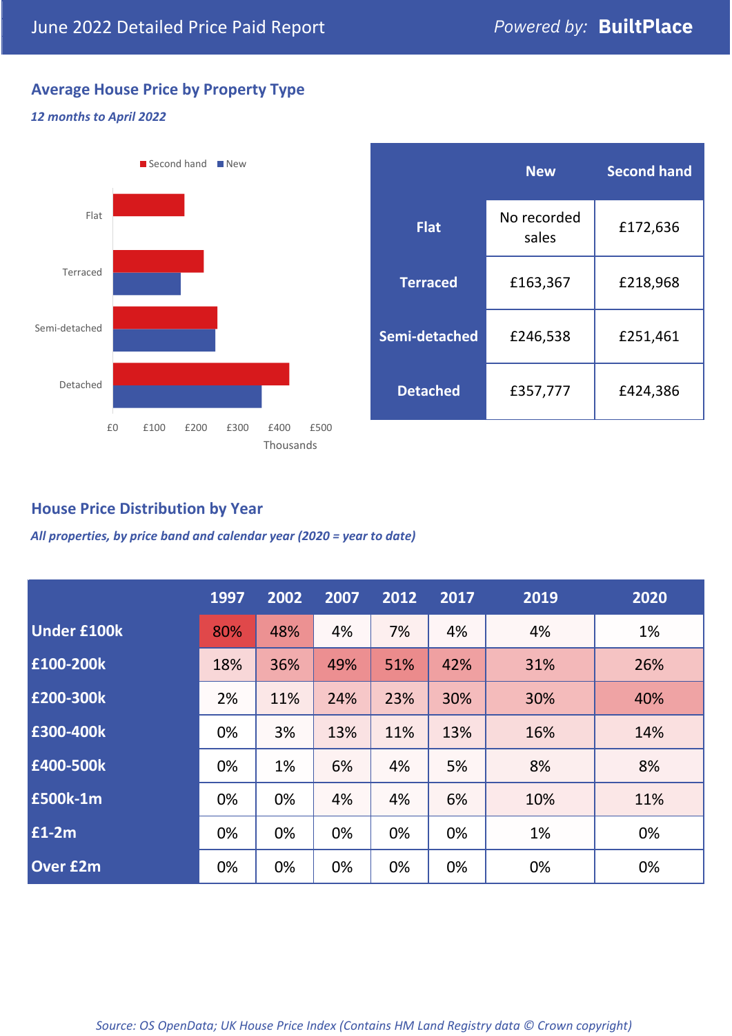June 2022 Detailed Price Paid Report

*Powered by:* **BuiltPlace**

## Average House Price by Property Type

***12 months to April 2022***

Second hand / New

Flat

Terraced

Semi-detached

Detached

£0 £100 £200 £300 £400 £500

Thousands

| | New | Second hand |
|---|---|---|
| **Flat** | No recorded sales | £172,636 |
| **Terraced** | £163,367 | £218,968 |
| **Semi-detached** | £246,538 | £251,461 |
| **Detached** | £357,777 | £424,386 |

## House Price Distribution by Year

***All properties, by price band and calendar year (2020 = year to date)***

| | 1997 | 2002 | 2007 | 2012 | 2017 | 2019 | 2020 |
|---|---|---|---|---|---|---|---|
| **Under £100k** | 80% | 48% | 4% | 7% | 4% | 4% | 1% |
| **£100-200k** | 18% | 36% | 49% | 51% | 42% | 31% | 26% |
| **£200-300k** | 2% | 11% | 24% | 23% | 30% | 30% | 40% |
| **£300-400k** | 0% | 3% | 13% | 11% | 13% | 16% | 14% |
| **£400-500k** | 0% | 1% | 6% | 4% | 5% | 8% | 8% |
| **£500k-1m** | 0% | 0% | 4% | 4% | 6% | 10% | 11% |
| **£1-2m** | 0% | 0% | 0% | 0% | 0% | 1% | 0% |
| **Over £2m** | 0% | 0% | 0% | 0% | 0% | 0% | 0% |

*Source: OS OpenData; UK House Price Index (Contains HM Land Registry data © Crown copyright)*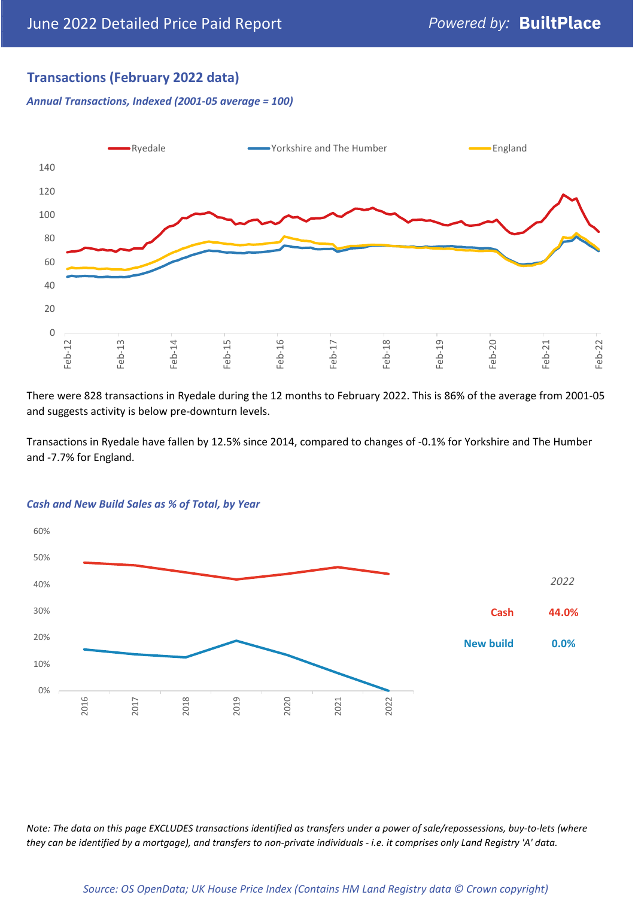## Transactions (February 2022 data)

*Annual Transactions, Indexed (2001-05 average = 100)*

There were 828 transactions in Ryedale during the 12 months to February 2022. This is 86% of the average from 2001-05 and suggests activity is below pre-downturn levels.

Transactions in Ryedale have fallen by 12.5% since 2014, compared to changes of -0.1% for Yorkshire and The Humber and -7.7% for England.

*Cash and New Build Sales as % of Total, by Year*

| *2022* | |
|---|---|
| Cash | 44.0% |
| New build | 0.0% |

*Note: The data on this page EXCLUDES transactions identified as transfers under a power of sale/repossessions, buy-to-lets (where they can be identified by a mortgage), and transfers to non-private individuals - i.e. it comprises only Land Registry 'A' data.*

*Source: OS OpenData; UK House Price Index (Contains HM Land Registry data © Crown copyright)*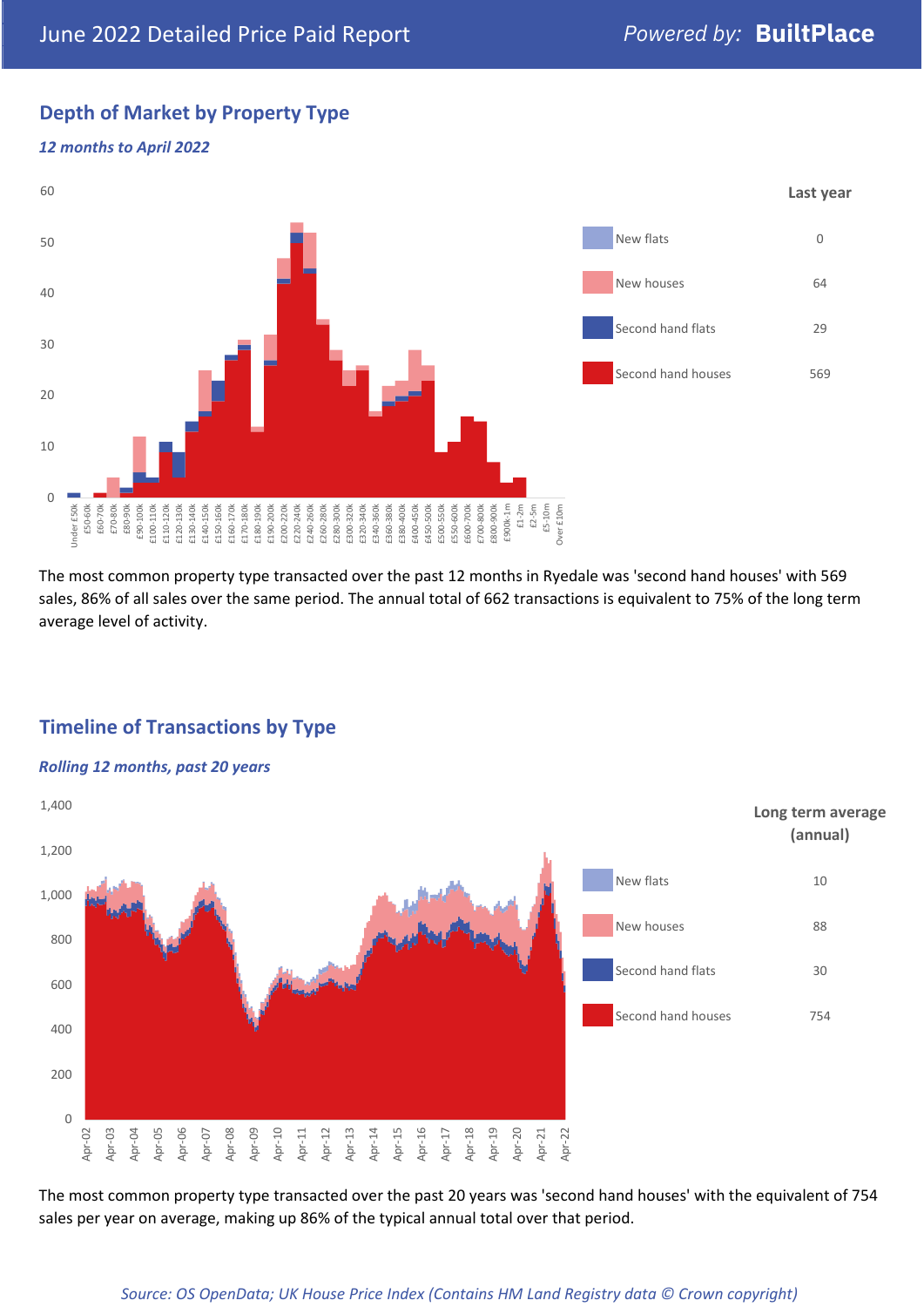June 2022 Detailed Price Paid Report

Powered by: **BuiltPlace**

## Depth of Market by Property Type

*12 months to April 2022*

60
50
40
30
20
10
0

Under £50k, £50-60k, £60-70k, £70-80k, £80-90k, £90-100k, £100-110k, £110-120k, £120-130k, £130-140k, £140-150k, £150-160k, £160-170k, £170-180k, £180-190k, £190-200k, £200-220k, £220-240k, £240-260k, £260-280k, £280-300k, £300-320k, £320-340k, £340-360k, £360-380k, £380-400k, £400-450k, £450-500k, £500-550k, £550-600k, £600-700k, £700-800k, £800-900k, £900k-1m, £1-2m, £2-5m, £5-10m, Over £10m

**Last year**

New flats 0
New houses 64
Second hand flats 29
Second hand houses 569

The most common property type transacted over the past 12 months in Ryedale was 'second hand houses' with 569 sales, 86% of all sales over the same period. The annual total of 662 transactions is equivalent to 75% of the long term average level of activity.

## Timeline of Transactions by Type

*Rolling 12 months, past 20 years*

1,400
1,200
1,000
800
600
400
200
0

Apr-02, Apr-03, Apr-04, Apr-05, Apr-06, Apr-07, Apr-08, Apr-09, Apr-10, Apr-11, Apr-12, Apr-13, Apr-14, Apr-15, Apr-16, Apr-17, Apr-18, Apr-19, Apr-20, Apr-21, Apr-22

**Long term average (annual)**

New flats 10
New houses 88
Second hand flats 30
Second hand houses 754

The most common property type transacted over the past 20 years was 'second hand houses' with the equivalent of 754 sales per year on average, making up 86% of the typical annual total over that period.

*Source: OS OpenData; UK House Price Index (Contains HM Land Registry data © Crown copyright)*